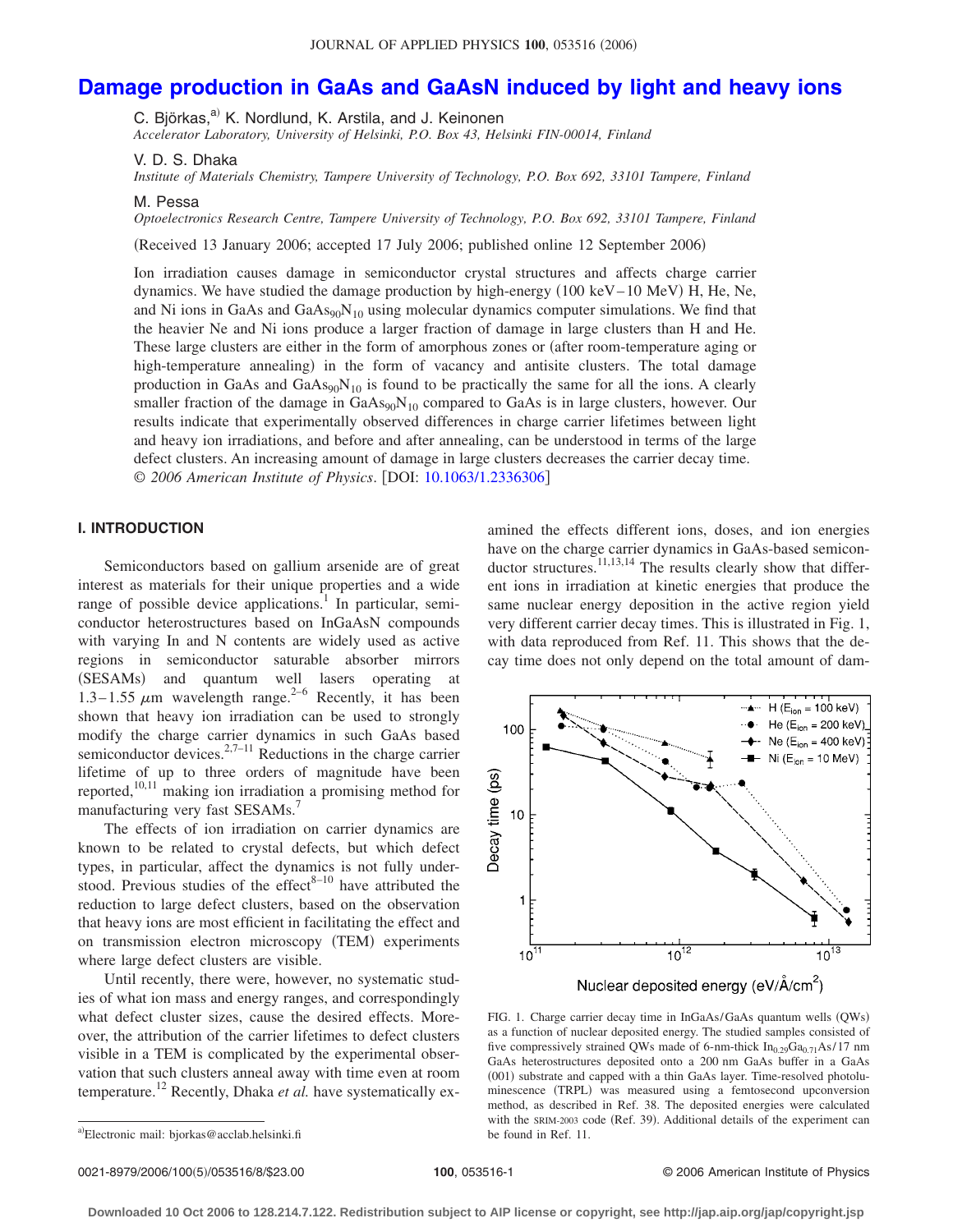# Damage production in GaAs and GaAsN induced by light and heavy ions

C. Björkas,[a] K. Nordlund, K. Arstila, and J. Keinonen

*Accelerator Laboratory, University of Helsinki, P.O. Box 43, Helsinki FIN-00014, Finland*

V. D. S. Dhaka

*Institute of Materials Chemistry, Tampere University of Technology, P.O. Box 692, 33101 Tampere, Finland*

M. Pessa

*Optoelectronics Research Centre, Tampere University of Technology, P.O. Box 692, 33101 Tampere, Finland*

(Received 13 January 2006; accepted 17 July 2006; published online 12 September 2006)

Ion irradiation causes damage in semiconductor crystal structures and affects charge carrier dynamics. We have studied the damage production by high-energy (100 keV–10 MeV) H, He, Ne, and Ni ions in GaAs and $GaAs_{90}N_{10}$ using molecular dynamics computer simulations. We find that the heavier Ne and Ni ions produce a larger fraction of damage in large clusters than H and He. These large clusters are either in the form of amorphous zones or (after room-temperature aging or high-temperature annealing) in the form of vacancy and antisite clusters. The total damage production in GaAs and $GaAs_{90}N_{10}$ is found to be practically the same for all the ions. A clearly smaller fraction of the damage in $GaAs_{90}N_{10}$ compared to GaAs is in large clusters, however. Our results indicate that experimentally observed differences in charge carrier lifetimes between light and heavy ion irradiations, and before and after annealing, can be understood in terms of the large defect clusters. An increasing amount of damage in large clusters decreases the carrier decay time. © *2006 American Institute of Physics*. [DOI: 10.1063/1.2336306]

## I. INTRODUCTION

Semiconductors based on gallium arsenide are of great interest as materials for their unique properties and a wide range of possible device applications.[1] In particular, semiconductor heterostructures based on InGaAsN compounds with varying In and N contents are widely used as active regions in semiconductor saturable absorber mirrors (SESAMs) and quantum well lasers operating at 1.3–1.55 $\mu$m wavelength range.[2–6] Recently, it has been shown that heavy ion irradiation can be used to strongly modify the charge carrier dynamics in such GaAs based semiconductor devices.[2,7–11] Reductions in the charge carrier lifetime of up to three orders of magnitude have been reported,[10,11] making ion irradiation a promising method for manufacturing very fast SESAMs.[7]

The effects of ion irradiation on carrier dynamics are known to be related to crystal defects, but which defect types, in particular, affect the dynamics is not fully understood. Previous studies of the effect[8–10] have attributed the reduction to large defect clusters, based on the observation that heavy ions are most efficient in facilitating the effect and on transmission electron microscopy (TEM) experiments where large defect clusters are visible.

Until recently, there were, however, no systematic studies of what ion mass and energy ranges, and correspondingly what defect cluster sizes, cause the desired effects. Moreover, the attribution of the carrier lifetimes to defect clusters visible in a TEM is complicated by the experimental observation that such clusters anneal away with time even at room temperature.[12] Recently, Dhaka *et al.* have systematically examined the effects different ions, doses, and ion energies have on the charge carrier dynamics in GaAs-based semiconductor structures.[11,13,14] The results clearly show that different ions in irradiation at kinetic energies that produce the same nuclear energy deposition in the active region yield very different carrier decay times. This is illustrated in Fig. 1, with data reproduced from Ref. 11. This shows that the decay time does not only depend on the total amount of dam-

Decay time (ps)
100
10
1
$10^{11}$
$10^{12}$
$10^{13}$
Nuclear deposited energy (eV/Å/cm$^2$)
H ($E_{ion}$ = 100 keV)
He ($E_{ion}$ = 200 keV)
Ne ($E_{ion}$ = 400 keV)
Ni ($E_{ion}$ = 10 MeV)

FIG. 1. Charge carrier decay time in InGaAs/GaAs quantum wells (QWs) as a function of nuclear deposited energy. The studied samples consisted of five compressively strained QWs made of 6-nm-thick $In_{0.29}Ga_{0.71}As$/17 nm GaAs heterostructures deposited onto a 200 nm GaAs buffer in a GaAs (001) substrate and capped with a thin GaAs layer. Time-resolved photoluminescence (TRPL) was measured using a femtosecond upconversion method, as described in Ref. 38. The deposited energies were calculated with the SRIM-2003 code (Ref. 39). Additional details of the experiment can be found in Ref. 11.

[a]Electronic mail: bjorkas@acclab.helsinki.fi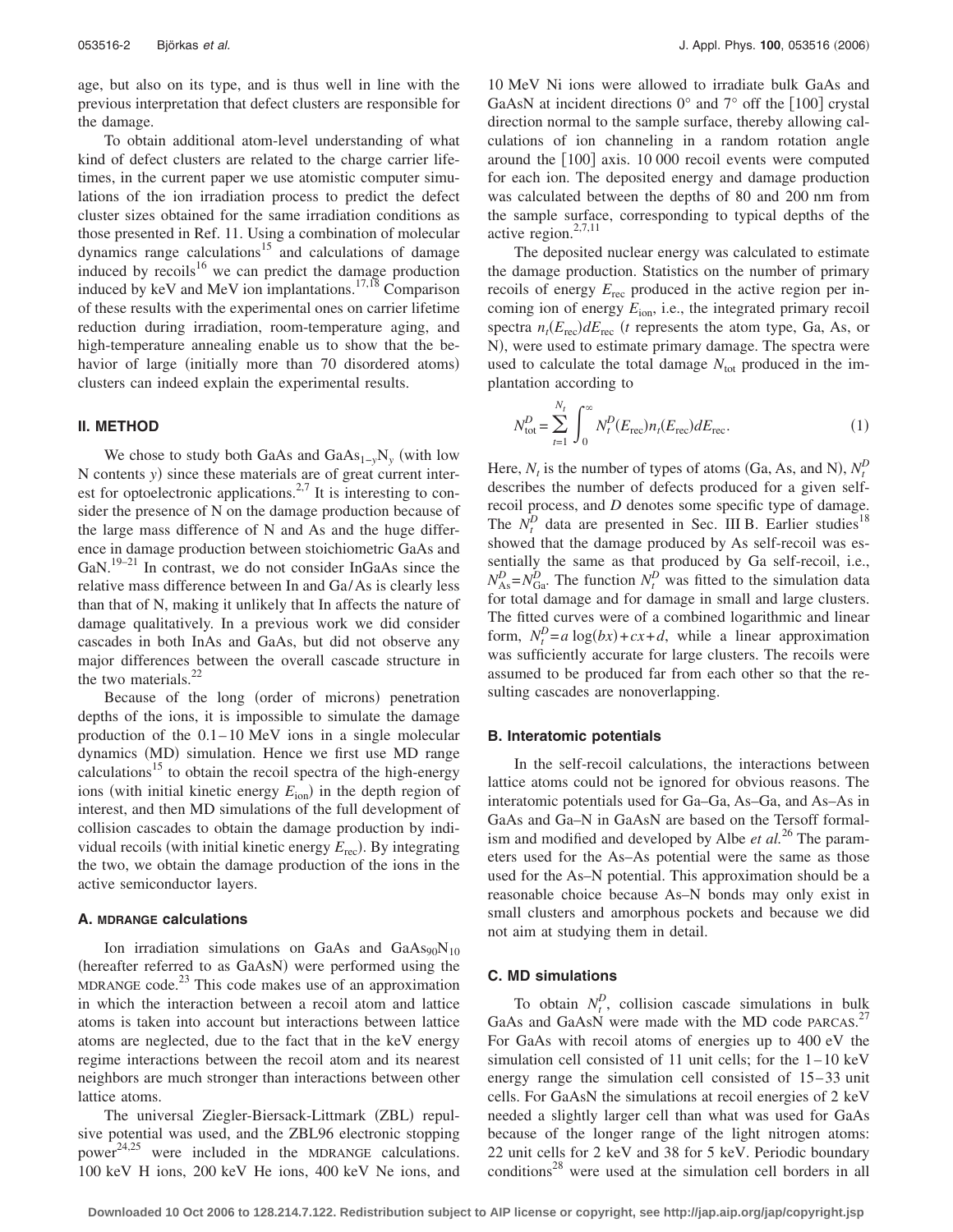age, but also on its type, and is thus well in line with the previous interpretation that defect clusters are responsible for the damage.

To obtain additional atom-level understanding of what kind of defect clusters are related to the charge carrier lifetimes, in the current paper we use atomistic computer simulations of the ion irradiation process to predict the defect cluster sizes obtained for the same irradiation conditions as those presented in Ref. 11. Using a combination of molecular dynamics range calculations[15] and calculations of damage induced by recoils[16] we can predict the damage production induced by keV and MeV ion implantations.[17,18] Comparison of these results with the experimental ones on carrier lifetime reduction during irradiation, room-temperature aging, and high-temperature annealing enable us to show that the behavior of large (initially more than 70 disordered atoms) clusters can indeed explain the experimental results.

## II. METHOD

We chose to study both GaAs and $GaAs_{1-y}N_y$ (with low N contents $y$) since these materials are of great current interest for optoelectronic applications.[2,7] It is interesting to consider the presence of N on the damage production because of the large mass difference of N and As and the huge difference in damage production between stoichiometric GaAs and GaN.[19–21] In contrast, we do not consider InGaAs since the relative mass difference between In and Ga/As is clearly less than that of N, making it unlikely that In affects the nature of damage qualitatively. In a previous work we did consider cascades in both InAs and GaAs, but did not observe any major differences between the overall cascade structure in the two materials.[22]

Because of the long (order of microns) penetration depths of the ions, it is impossible to simulate the damage production of the 0.1–10 MeV ions in a single molecular dynamics (MD) simulation. Hence we first use MD range calculations[15] to obtain the recoil spectra of the high-energy ions (with initial kinetic energy $E_{\text{ion}}$) in the depth region of interest, and then MD simulations of the full development of collision cascades to obtain the damage production by individual recoils (with initial kinetic energy $E_{\text{rec}}$). By integrating the two, we obtain the damage production of the ions in the active semiconductor layers.

### A. MDRANGE calculations

Ion irradiation simulations on GaAs and $GaAs_{90}N_{10}$ (hereafter referred to as GaAsN) were performed using the MDRANGE code.[23] This code makes use of an approximation in which the interaction between a recoil atom and lattice atoms is taken into account but interactions between lattice atoms are neglected, due to the fact that in the keV energy regime interactions between the recoil atom and its nearest neighbors are much stronger than interactions between other lattice atoms.

The universal Ziegler-Biersack-Littmark (ZBL) repulsive potential was used, and the ZBL96 electronic stopping power[24,25] were included in the MDRANGE calculations. 100 keV H ions, 200 keV He ions, 400 keV Ne ions, and 10 MeV Ni ions were allowed to irradiate bulk GaAs and GaAsN at incident directions 0° and 7° off the [100] crystal direction normal to the sample surface, thereby allowing calculations of ion channeling in a random rotation angle around the [100] axis. 10 000 recoil events were computed for each ion. The deposited energy and damage production was calculated between the depths of 80 and 200 nm from the sample surface, corresponding to typical depths of the active region.[2,7,11]

The deposited nuclear energy was calculated to estimate the damage production. Statistics on the number of primary recoils of energy $E_{\text{rec}}$ produced in the active region per incoming ion of energy $E_{\text{ion}}$, i.e., the integrated primary recoil spectra $n_t(E_{\text{rec}})dE_{\text{rec}}$ ($t$ represents the atom type, Ga, As, or N), were used to estimate primary damage. The spectra were used to calculate the total damage $N_{\text{tot}}$ produced in the implantation according to

$$N_{\text{tot}}^{D} = \sum_{t=1}^{N_t} \int_0^{\infty} N_t^D(E_{\text{rec}}) n_t(E_{\text{rec}}) dE_{\text{rec}}. \tag{1}$$

Here, $N_t$ is the number of types of atoms (Ga, As, and N), $N_t^D$ describes the number of defects produced for a given self-recoil process, and $D$ denotes some specific type of damage. The $N_t^D$ data are presented in Sec. III B. Earlier studies[18] showed that the damage produced by As self-recoil was essentially the same as that produced by Ga self-recoil, i.e., $N_{\text{As}}^D = N_{\text{Ga}}^D$. The function $N_t^D$ was fitted to the simulation data for total damage and for damage in small and large clusters. The fitted curves were of a combined logarithmic and linear form, $N_t^D = a \log(bx) + cx + d$, while a linear approximation was sufficiently accurate for large clusters. The recoils were assumed to be produced far from each other so that the resulting cascades are nonoverlapping.

### B. Interatomic potentials

In the self-recoil calculations, the interactions between lattice atoms could not be ignored for obvious reasons. The interatomic potentials used for Ga–Ga, As–Ga, and As–As in GaAs and Ga–N in GaAsN are based on the Tersoff formalism and modified and developed by Albe *et al.*[26] The parameters used for the As–As potential were the same as those used for the As–N potential. This approximation should be a reasonable choice because As–N bonds may only exist in small clusters and amorphous pockets and because we did not aim at studying them in detail.

### C. MD simulations

To obtain $N_t^D$, collision cascade simulations in bulk GaAs and GaAsN were made with the MD code PARCAS.[27] For GaAs with recoil atoms of energies up to 400 eV the simulation cell consisted of 11 unit cells; for the 1–10 keV energy range the simulation cell consisted of 15–33 unit cells. For GaAsN the simulations at recoil energies of 2 keV needed a slightly larger cell than what was used for GaAs because of the longer range of the light nitrogen atoms: 22 unit cells for 2 keV and 38 for 5 keV. Periodic boundary conditions[28] were used at the simulation cell borders in all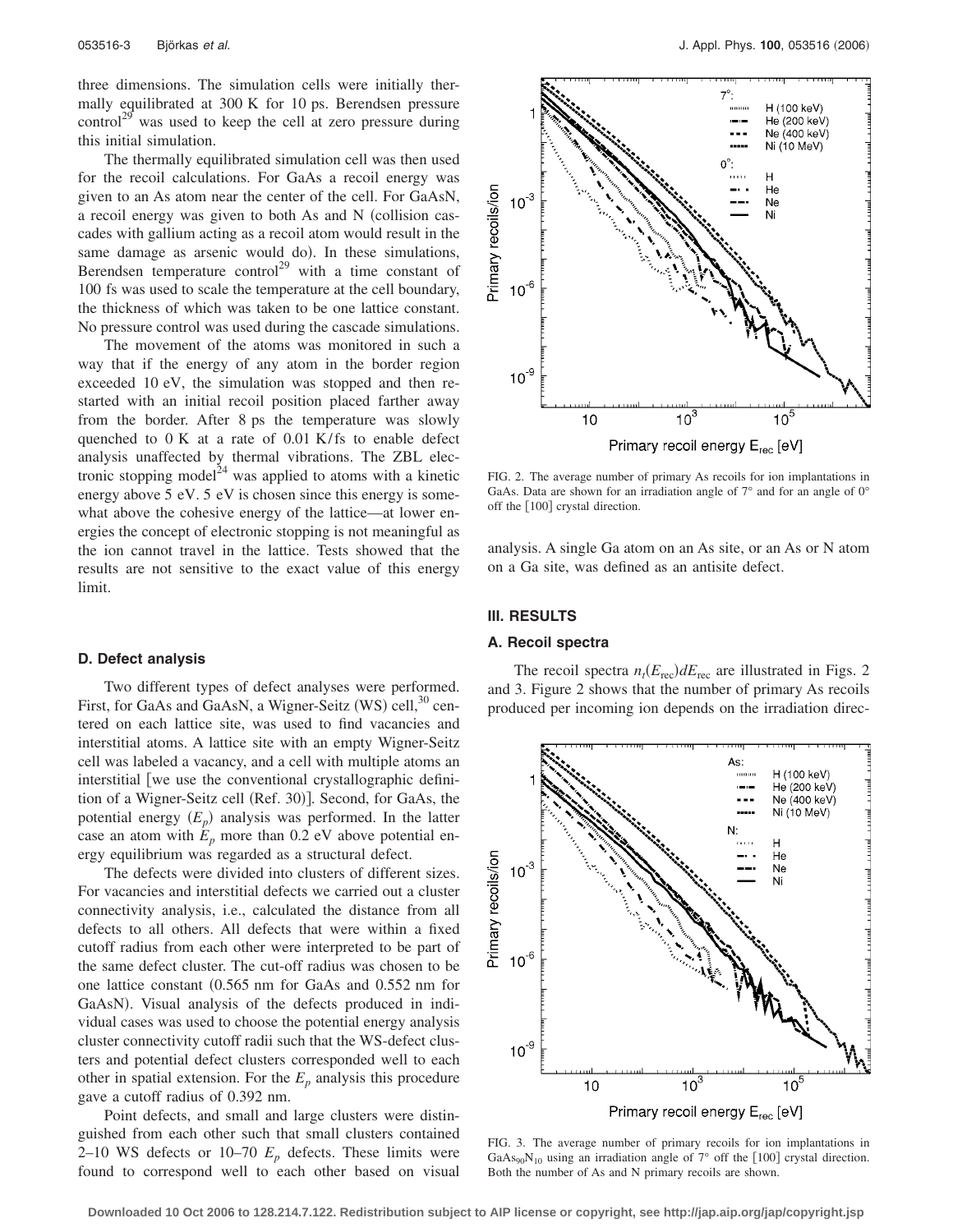three dimensions. The simulation cells were initially thermally equilibrated at 300 K for 10 ps. Berendsen pressure control[29] was used to keep the cell at zero pressure during this initial simulation.

The thermally equilibrated simulation cell was then used for the recoil calculations. For GaAs a recoil energy was given to an As atom near the center of the cell. For GaAsN, a recoil energy was given to both As and N (collision cascades with gallium acting as a recoil atom would result in the same damage as arsenic would do). In these simulations, Berendsen temperature control[29] with a time constant of 100 fs was used to scale the temperature at the cell boundary, the thickness of which was taken to be one lattice constant. No pressure control was used during the cascade simulations.

The movement of the atoms was monitored in such a way that if the energy of any atom in the border region exceeded 10 eV, the simulation was stopped and then restarted with an initial recoil position placed farther away from the border. After 8 ps the temperature was slowly quenched to 0 K at a rate of 0.01 K/fs to enable defect analysis unaffected by thermal vibrations. The ZBL electronic stopping model[24] was applied to atoms with a kinetic energy above 5 eV. 5 eV is chosen since this energy is somewhat above the cohesive energy of the lattice—at lower energies the concept of electronic stopping is not meaningful as the ion cannot travel in the lattice. Tests showed that the results are not sensitive to the exact value of this energy limit.

### D. Defect analysis

Two different types of defect analyses were performed. First, for GaAs and GaAsN, a Wigner-Seitz (WS) cell,[30] centered on each lattice site, was used to find vacancies and interstitial atoms. A lattice site with an empty Wigner-Seitz cell was labeled a vacancy, and a cell with multiple atoms an interstitial [we use the conventional crystallographic definition of a Wigner-Seitz cell (Ref. 30)]. Second, for GaAs, the potential energy ($E_p$) analysis was performed. In the latter case an atom with $E_p$ more than 0.2 eV above potential energy equilibrium was regarded as a structural defect.

The defects were divided into clusters of different sizes. For vacancies and interstitial defects we carried out a cluster connectivity analysis, i.e., calculated the distance from all defects to all others. All defects that were within a fixed cutoff radius from each other were interpreted to be part of the same defect cluster. The cut-off radius was chosen to be one lattice constant (0.565 nm for GaAs and 0.552 nm for GaAsN). Visual analysis of the defects produced in individual cases was used to choose the potential energy analysis cluster connectivity cutoff radii such that the WS-defect clusters and potential defect clusters corresponded well to each other in spatial extension. For the $E_p$ analysis this procedure gave a cutoff radius of 0.392 nm.

Point defects, and small and large clusters were distinguished from each other such that small clusters contained 2–10 WS defects or 10–70 $E_p$ defects. These limits were found to correspond well to each other based on visual analysis. A single Ga atom on an As site, or an As or N atom on a Ga site, was defined as an antisite defect.

7°:
H (100 keV)
He (200 keV)
Ne (400 keV)
Ni (10 MeV)
0°:
H
He
Ne
Ni
Primary recoils/ion
1
$10^{-3}$
$10^{-6}$
$10^{-9}$
10
$10^{3}$
$10^{5}$
Primary recoil energy $E_{rec}$ [eV]

FIG. 2. The average number of primary As recoils for ion implantations in GaAs. Data are shown for an irradiation angle of 7° and for an angle of 0° off the [100] crystal direction.

## III. RESULTS

### A. Recoil spectra

The recoil spectra $n_r(E_{rec})dE_{rec}$ are illustrated in Figs. 2 and 3. Figure 2 shows that the number of primary As recoils produced per incoming ion depends on the irradiation direc-

As:
H (100 keV)
He (200 keV)
Ne (400 keV)
Ni (10 MeV)
N:
H
He
Ne
Ni
Primary recoils/ion
1
$10^{-3}$
$10^{-6}$
$10^{-9}$
10
$10^{3}$
$10^{5}$
Primary recoil energy $E_{rec}$ [eV]

FIG. 3. The average number of primary recoils for ion implantations in $GaAs_{90}N_{10}$ using an irradiation angle of 7° off the [100] crystal direction. Both the number of As and N primary recoils are shown.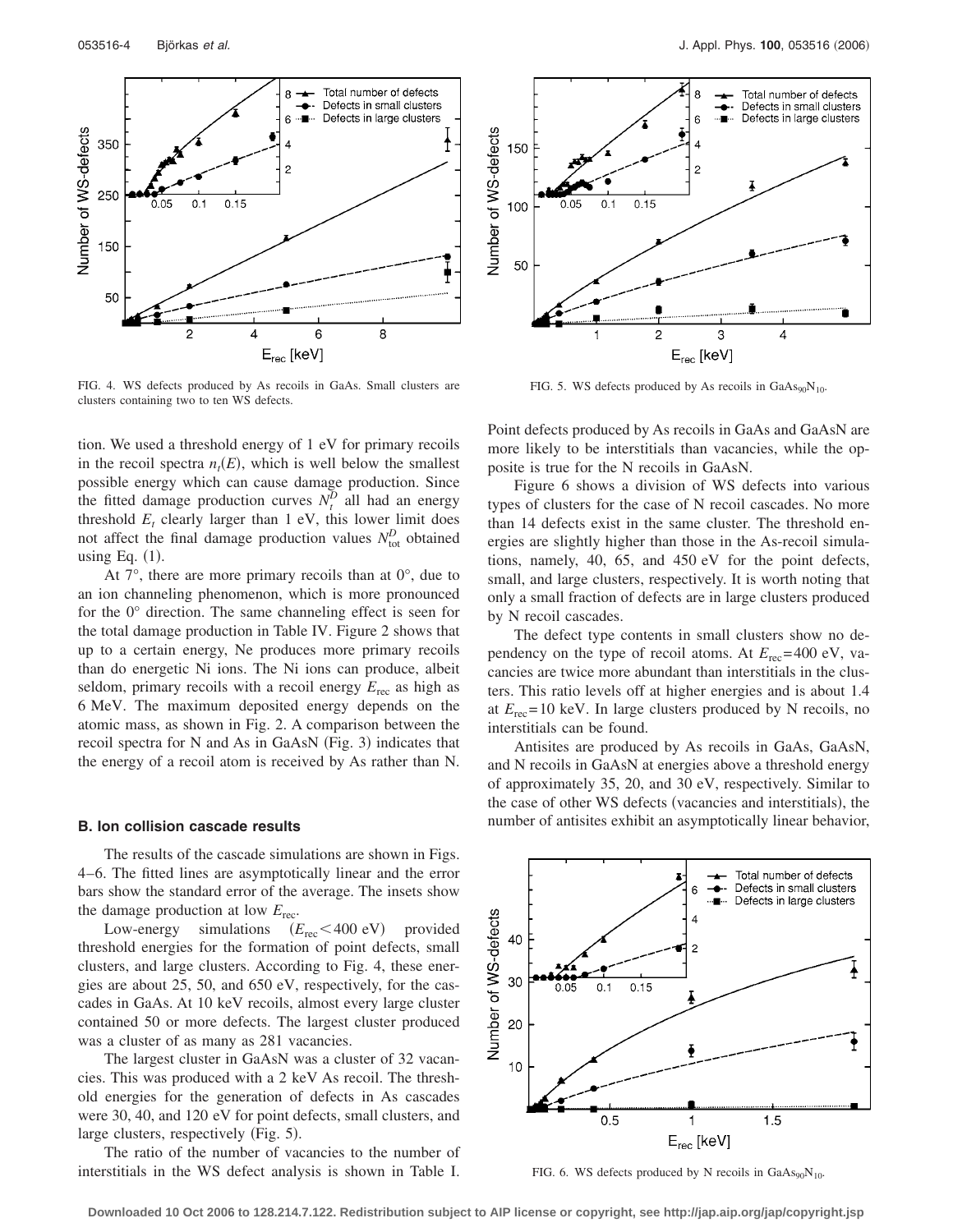Number of WS-defects

350

250

150

50

2

4

6

8

$E_{rec}$ [keV]

Total number of defects

Defects in small clusters

Defects in large clusters

8

6

4

2

0.05

0.1

0.15

FIG. 4. WS defects produced by As recoils in GaAs. Small clusters are clusters containing two to ten WS defects.

Number of WS-defects

150

100

50

1

2

3

4

$E_{rec}$ [keV]

Total number of defects

Defects in small clusters

Defects in large clusters

8

6

4

2

0.05

0.1

0.15

FIG. 5. WS defects produced by As recoils in $GaAs_{90}N_{10}$.

tion. We used a threshold energy of 1 eV for primary recoils in the recoil spectra $n_t(E)$, which is well below the smallest possible energy which can cause damage production. Since the fitted damage production curves $N_t^D$ all had an energy threshold $E_t$ clearly larger than 1 eV, this lower limit does not affect the final damage production values $N_{tot}^D$ obtained using Eq. (1).

At 7°, there are more primary recoils than at 0°, due to an ion channeling phenomenon, which is more pronounced for the 0° direction. The same channeling effect is seen for the total damage production in Table IV. Figure 2 shows that up to a certain energy, Ne produces more primary recoils than do energetic Ni ions. The Ni ions can produce, albeit seldom, primary recoils with a recoil energy $E_{rec}$ as high as 6 MeV. The maximum deposited energy depends on the atomic mass, as shown in Fig. 2. A comparison between the recoil spectra for N and As in GaAsN (Fig. 3) indicates that the energy of a recoil atom is received by As rather than N.

### B. Ion collision cascade results

The results of the cascade simulations are shown in Figs. 4–6. The fitted lines are asymptotically linear and the error bars show the standard error of the average. The insets show the damage production at low $E_{rec}$.

Low-energy simulations ($E_{rec} < 400$ eV) provided threshold energies for the formation of point defects, small clusters, and large clusters. According to Fig. 4, these energies are about 25, 50, and 650 eV, respectively, for the cascades in GaAs. At 10 keV recoils, almost every large cluster contained 50 or more defects. The largest cluster produced was a cluster of as many as 281 vacancies.

The largest cluster in GaAsN was a cluster of 32 vacancies. This was produced with a 2 keV As recoil. The threshold energies for the generation of defects in As cascades were 30, 40, and 120 eV for point defects, small clusters, and large clusters, respectively (Fig. 5).

The ratio of the number of vacancies to the number of interstitials in the WS defect analysis is shown in Table I. Point defects produced by As recoils in GaAs and GaAsN are more likely to be interstitials than vacancies, while the opposite is true for the N recoils in GaAsN.

Figure 6 shows a division of WS defects into various types of clusters for the case of N recoil cascades. No more than 14 defects exist in the same cluster. The threshold energies are slightly higher than those in the As-recoil simulations, namely, 40, 65, and 450 eV for the point defects, small, and large clusters, respectively. It is worth noting that only a small fraction of defects are in large clusters produced by N recoil cascades.

The defect type contents in small clusters show no dependency on the type of recoil atoms. At $E_{rec}=400$ eV, vacancies are twice more abundant than interstitials in the clusters. This ratio levels off at higher energies and is about 1.4 at $E_{rec}=10$ keV. In large clusters produced by N recoils, no interstitials can be found.

Antisites are produced by As recoils in GaAs, GaAsN, and N recoils in GaAsN at energies above a threshold energy of approximately 35, 20, and 30 eV, respectively. Similar to the case of other WS defects (vacancies and interstitials), the number of antisites exhibit an asymptotically linear behavior,

Number of WS-defects

40

30

20

10

0.5

1

1.5

$E_{rec}$ [keV]

Total number of defects

Defects in small clusters

Defects in large clusters

6

4

2

0.05

0.1

0.15

FIG. 6. WS defects produced by N recoils in $GaAs_{90}N_{10}$.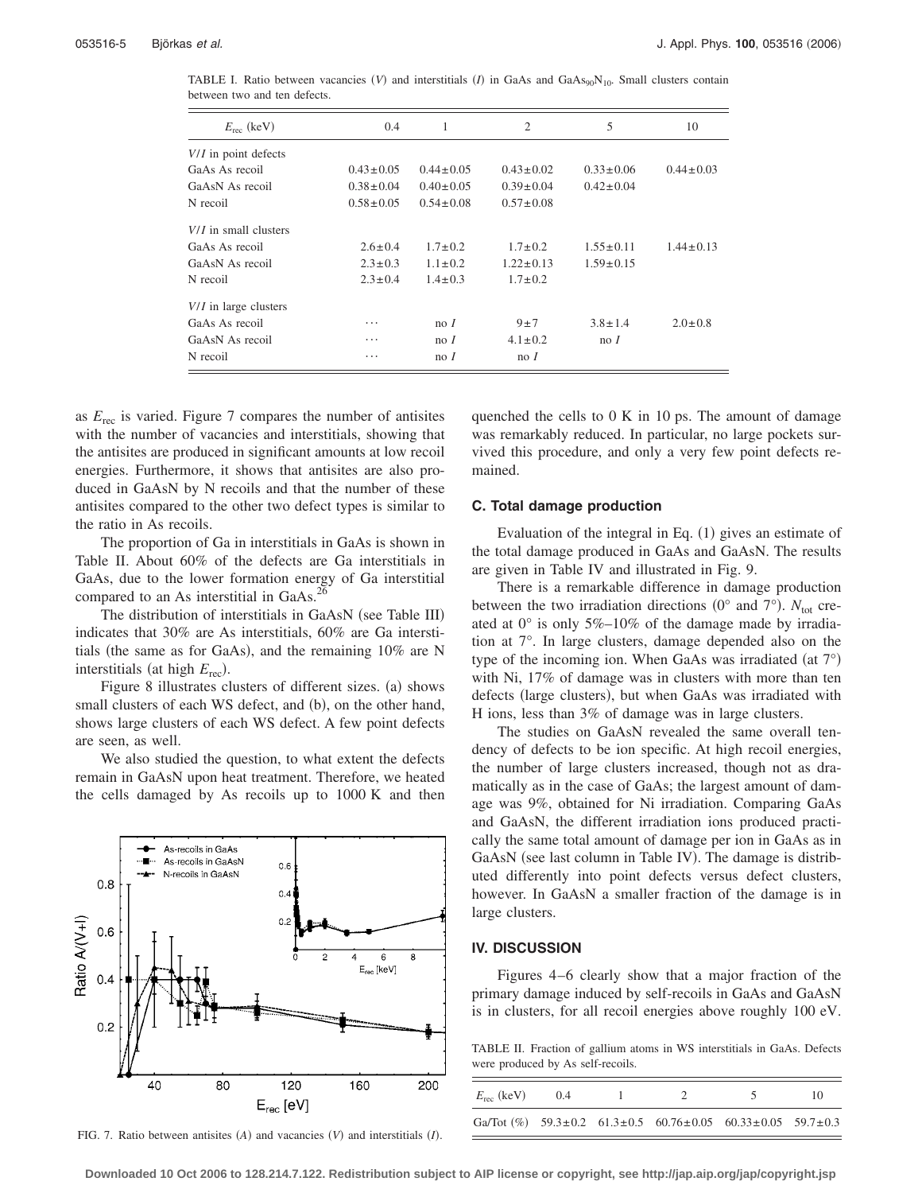TABLE I. Ratio between vacancies ($V$) and interstitials ($I$) in GaAs and $GaAs_{90}N_{10}$. Small clusters contain between two and ten defects.

| $E_{rec}$ (keV) | 0.4 | 1 | 2 | 5 | 10 |
|---|---|---|---|---|---|
| $V/I$ in point defects | | | | | |
| GaAs As recoil | $0.43 \pm 0.05$ | $0.44 \pm 0.05$ | $0.43 \pm 0.02$ | $0.33 \pm 0.06$ | $0.44 \pm 0.03$ |
| GaAsN As recoil | $0.38 \pm 0.04$ | $0.40 \pm 0.05$ | $0.39 \pm 0.04$ | $0.42 \pm 0.04$ | |
| N recoil | $0.58 \pm 0.05$ | $0.54 \pm 0.08$ | $0.57 \pm 0.08$ | | |
| $V/I$ in small clusters | | | | | |
| GaAs As recoil | $2.6 \pm 0.4$ | $1.7 \pm 0.2$ | $1.7 \pm 0.2$ | $1.55 \pm 0.11$ | $1.44 \pm 0.13$ |
| GaAsN As recoil | $2.3 \pm 0.3$ | $1.1 \pm 0.2$ | $1.22 \pm 0.13$ | $1.59 \pm 0.15$ | |
| N recoil | $2.3 \pm 0.4$ | $1.4 \pm 0.3$ | $1.7 \pm 0.2$ | | |
| $V/I$ in large clusters | | | | | |
| GaAs As recoil | ... | no $I$ | $9 \pm 7$ | $3.8 \pm 1.4$ | $2.0 \pm 0.8$ |
| GaAsN As recoil | ... | no $I$ | $4.1 \pm 0.2$ | no $I$ | |
| N recoil | ... | no $I$ | no $I$ | | |

as $E_{rec}$ is varied. Figure 7 compares the number of antisites with the number of vacancies and interstitials, showing that the antisites are produced in significant amounts at low recoil energies. Furthermore, it shows that antisites are also produced in GaAsN by N recoils and that the number of these antisites compared to the other two defect types is similar to the ratio in As recoils.

The proportion of Ga in interstitials in GaAs is shown in Table II. About 60% of the defects are Ga interstitials in GaAs, due to the lower formation energy of Ga interstitial compared to an As interstitial in GaAs.[26]

The distribution of interstitials in GaAsN (see Table III) indicates that 30% are As interstitials, 60% are Ga interstitials (the same as for GaAs), and the remaining 10% are N interstitials (at high $E_{rec}$).

Figure 8 illustrates clusters of different sizes. (a) shows small clusters of each WS defect, and (b), on the other hand, shows large clusters of each WS defect. A few point defects are seen, as well.

We also studied the question, to what extent the defects remain in GaAsN upon heat treatment. Therefore, we heated the cells damaged by As recoils up to 1000 K and then quenched the cells to 0 K in 10 ps. The amount of damage was remarkably reduced. In particular, no large pockets survived this procedure, and only a very few point defects remained.

As-recoils in GaAs
As-recoils in GaAsN
N-recoils in GaAsN
Ratio A/(V+I)
$E_{rec}$ [eV]
$E_{rec}$ [keV]

FIG. 7. Ratio between antisites ($A$) and vacancies ($V$) and interstitials ($I$).

### C. Total damage production

Evaluation of the integral in Eq. (1) gives an estimate of the total damage produced in GaAs and GaAsN. The results are given in Table IV and illustrated in Fig. 9.

There is a remarkable difference in damage production between the two irradiation directions (0° and 7°). $N_{tot}$ created at 0° is only 5%–10% of the damage made by irradiation at 7°. In large clusters, damage depended also on the type of the incoming ion. When GaAs was irradiated (at 7°) with Ni, 17% of damage was in clusters with more than ten defects (large clusters), but when GaAs was irradiated with H ions, less than 3% of damage was in large clusters.

The studies on GaAsN revealed the same overall tendency of defects to be ion specific. At high recoil energies, the number of large clusters increased, though not as dramatically as in the case of GaAs; the largest amount of damage was 9%, obtained for Ni irradiation. Comparing GaAs and GaAsN, the different irradiation ions produced practically the same total amount of damage per ion in GaAs as in GaAsN (see last column in Table IV). The damage is distributed differently into point defects versus defect clusters, however. In GaAsN a smaller fraction of the damage is in large clusters.

## IV. DISCUSSION

Figures 4–6 clearly show that a major fraction of the primary damage induced by self-recoils in GaAs and GaAsN is in clusters, for all recoil energies above roughly 100 eV.

TABLE II. Fraction of gallium atoms in WS interstitials in GaAs. Defects were produced by As self-recoils.

| $E_{rec}$ (keV) | 0.4 | 1 | 2 | 5 | 10 |
|---|---|---|---|---|---|
| Ga/Tot (%) | $59.3 \pm 0.2$ | $61.3 \pm 0.5$ | $60.76 \pm 0.05$ | $60.33 \pm 0.05$ | $59.7 \pm 0.3$ |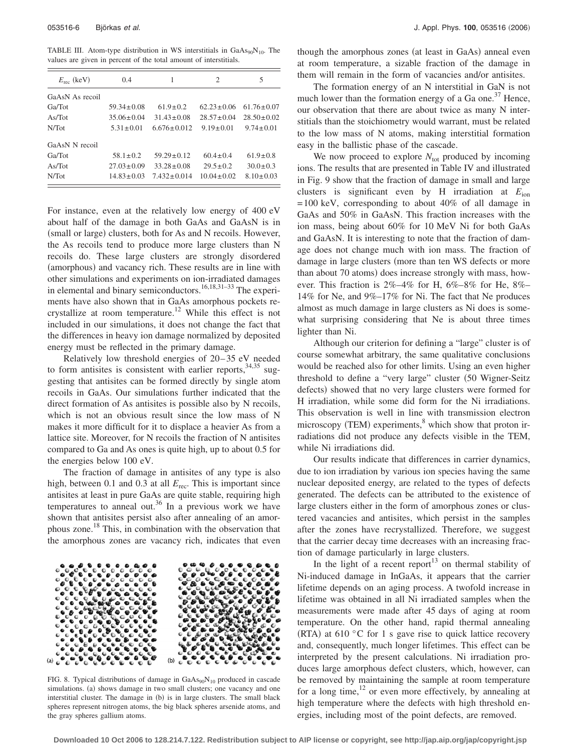TABLE III. Atom-type distribution in WS interstitials in $GaAs_{90}N_{10}$. The values are given in percent of the total amount of interstitials.

| $E_{rec}$ (keV) | 0.4 | 1 | 2 | 5 |
|---|---|---|---|---|
| GaAsN As recoil | | | | |
| Ga/Tot | $59.34 \pm 0.08$ | $61.9 \pm 0.2$ | $62.23 \pm 0.06$ | $61.76 \pm 0.07$ |
| As/Tot | $35.06 \pm 0.04$ | $31.43 \pm 0.08$ | $28.57 \pm 0.04$ | $28.50 \pm 0.02$ |
| N/Tot | $5.31 \pm 0.01$ | $6.676 \pm 0.012$ | $9.19 \pm 0.01$ | $9.74 \pm 0.01$ |
| GaAsN N recoil | | | | |
| Ga/Tot | $58.1 \pm 0.2$ | $59.29 \pm 0.12$ | $60.4 \pm 0.4$ | $61.9 \pm 0.8$ |
| As/Tot | $27.03 \pm 0.09$ | $33.28 \pm 0.08$ | $29.5 \pm 0.2$ | $30.0 \pm 0.3$ |
| N/Tot | $14.83 \pm 0.03$ | $7.432 \pm 0.014$ | $10.04 \pm 0.02$ | $8.10 \pm 0.03$ |

For instance, even at the relatively low energy of 400 eV about half of the damage in both GaAs and GaAsN is in (small or large) clusters, both for As and N recoils. However, the As recoils tend to produce more large clusters than N recoils do. These large clusters are strongly disordered (amorphous) and vacancy rich. These results are in line with other simulations and experiments on ion-irradiated damages in elemental and binary semiconductors.[16,18,31–33] The experiments have also shown that in GaAs amorphous pockets recrystallize at room temperature.[12] While this effect is not included in our simulations, it does not change the fact that the differences in heavy ion damage normalized by deposited energy must be reflected in the primary damage.

Relatively low threshold energies of 20–35 eV needed to form antisites is consistent with earlier reports,[34,35] suggesting that antisites can be formed directly by single atom recoils in GaAs. Our simulations further indicated that the direct formation of As antisites is possible also by N recoils, which is not an obvious result since the low mass of N makes it more difficult for it to displace a heavier As from a lattice site. Moreover, for N recoils the fraction of N antisites compared to Ga and As ones is quite high, up to about 0.5 for the energies below 100 eV.

The fraction of damage in antisites of any type is also high, between 0.1 and 0.3 at all $E_{rec}$. This is important since antisites at least in pure GaAs are quite stable, requiring high temperatures to anneal out.[36] In a previous work we have shown that antisites persist also after annealing of an amorphous zone.[18] This, in combination with the observation that the amorphous zones are vacancy rich, indicates that even though the amorphous zones (at least in GaAs) anneal even at room temperature, a sizable fraction of the damage in them will remain in the form of vacancies and/or antisites.

FIG. 8. Typical distributions of damage in $GaAs_{90}N_{10}$ produced in cascade simulations. (a) shows damage in two small clusters; one vacancy and one interstitial cluster. The damage in (b) is in large clusters. The small black spheres represent nitrogen atoms, the big black spheres arsenide atoms, and the gray spheres gallium atoms.

The formation energy of an N interstitial in GaN is not much lower than the formation energy of a Ga one.[37] Hence, our observation that there are about twice as many N interstitials than the stoichiometry would warrant, must be related to the low mass of N atoms, making interstitial formation easy in the ballistic phase of the cascade.

We now proceed to explore $N_{tot}$ produced by incoming ions. The results that are presented in Table IV and illustrated in Fig. 9 show that the fraction of damage in small and large clusters is significant even by H irradiation at $E_{ion} = 100$ keV, corresponding to about 40% of all damage in GaAs and 50% in GaAsN. This fraction increases with the ion mass, being about 60% for 10 MeV Ni for both GaAs and GaAsN. It is interesting to note that the fraction of damage does not change much with ion mass. The fraction of damage in large clusters (more than ten WS defects or more than about 70 atoms) does increase strongly with mass, however. This fraction is 2%–4% for H, 6%–8% for He, 8%–14% for Ne, and 9%–17% for Ni. The fact that Ne produces almost as much damage in large clusters as Ni does is somewhat surprising considering that Ne is about three times lighter than Ni.

Although our criterion for defining a "large" cluster is of course somewhat arbitrary, the same qualitative conclusions would be reached also for other limits. Using an even higher threshold to define a "very large" cluster (50 Wigner-Seitz defects) showed that no very large clusters were formed for H irradiation, while some did form for the Ni irradiations. This observation is well in line with transmission electron microscopy (TEM) experiments,[8] which show that proton irradiations did not produce any defects visible in the TEM, while Ni irradiations did.

Our results indicate that differences in carrier dynamics, due to ion irradiation by various ion species having the same nuclear deposited energy, are related to the types of defects generated. The defects can be attributed to the existence of large clusters either in the form of amorphous zones or clustered vacancies and antisites, which persist in the samples after the zones have recrystallized. Therefore, we suggest that the carrier decay time decreases with an increasing fraction of damage particularly in large clusters.

In the light of a recent report[13] on thermal stability of Ni-induced damage in InGaAs, it appears that the carrier lifetime depends on an aging process. A twofold increase in lifetime was obtained in all Ni irradiated samples when the measurements were made after 45 days of aging at room temperature. On the other hand, rapid thermal annealing (RTA) at 610 °C for 1 s gave rise to quick lattice recovery and, consequently, much longer lifetimes. This effect can be interpreted by the present calculations. Ni irradiation produces large amorphous defect clusters, which, however, can be removed by maintaining the sample at room temperature for a long time,[12] or even more effectively, by annealing at high temperature where the defects with high threshold energies, including most of the point defects, are removed.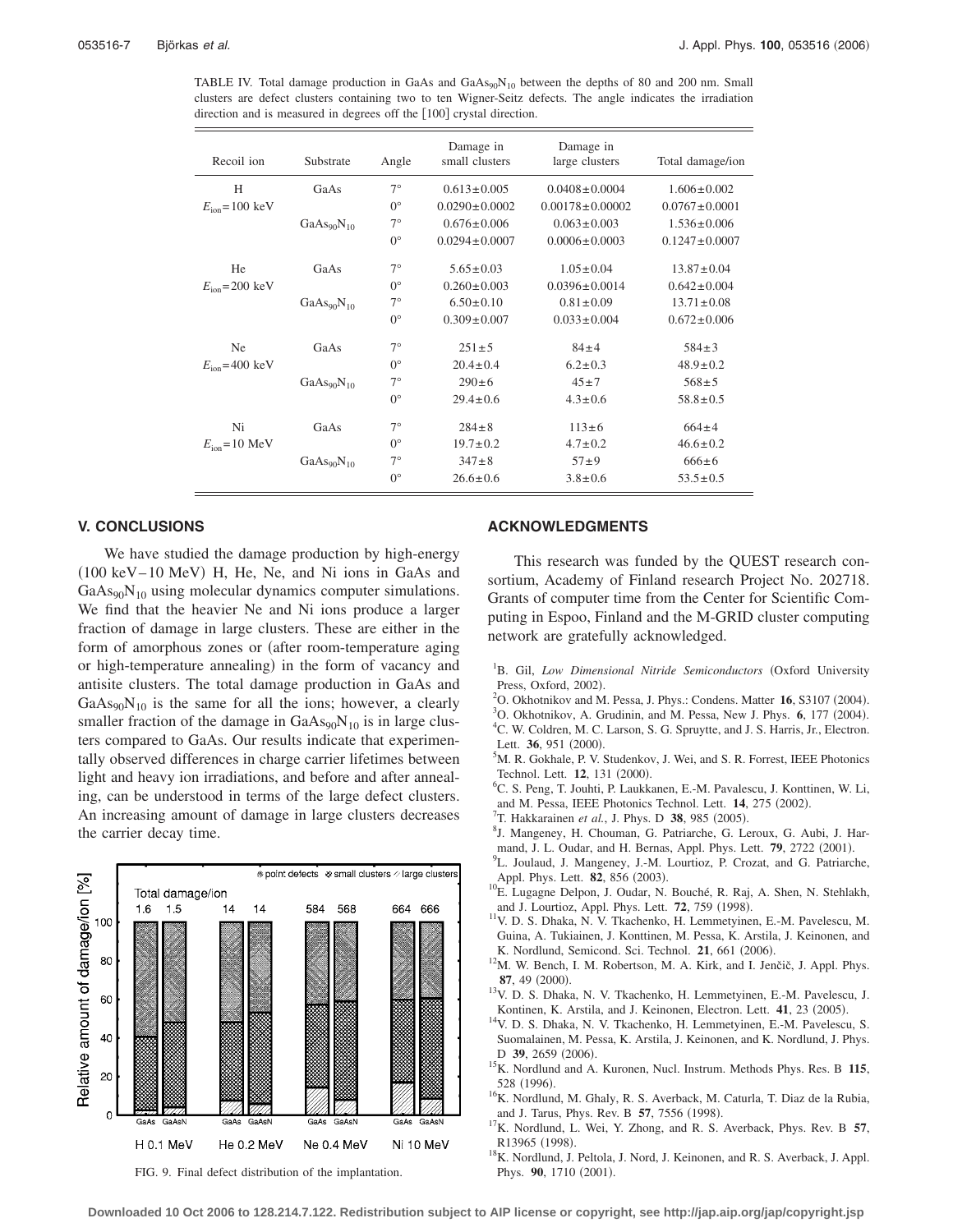TABLE IV. Total damage production in GaAs and $GaAs_{90}N_{10}$ between the depths of 80 and 200 nm. Small clusters are defect clusters containing two to ten Wigner-Seitz defects. The angle indicates the irradiation direction and is measured in degrees off the [100] crystal direction.

| Recoil ion | Substrate | Angle | Damage in small clusters | Damage in large clusters | Total damage/ion |
|---|---|---|---|---|---|
| H | GaAs | 7° | $0.613\pm0.005$ | $0.0408\pm0.0004$ | $1.606\pm0.002$ |
| $E_{ion}=100$ keV | | 0° | $0.0290\pm0.0002$ | $0.00178\pm0.00002$ | $0.0767\pm0.0001$ |
| | $GaAs_{90}N_{10}$ | 7° | $0.676\pm0.006$ | $0.063\pm0.003$ | $1.536\pm0.006$ |
| | | 0° | $0.0294\pm0.0007$ | $0.0006\pm0.0003$ | $0.1247\pm0.0007$ |
| He | GaAs | 7° | $5.65\pm0.03$ | $1.05\pm0.04$ | $13.87\pm0.04$ |
| $E_{ion}=200$ keV | | 0° | $0.260\pm0.003$ | $0.0396\pm0.0014$ | $0.642\pm0.004$ |
| | $GaAs_{90}N_{10}$ | 7° | $6.50\pm0.10$ | $0.81\pm0.09$ | $13.71\pm0.08$ |
| | | 0° | $0.309\pm0.007$ | $0.033\pm0.004$ | $0.672\pm0.006$ |
| Ne | GaAs | 7° | $251\pm5$ | $84\pm4$ | $584\pm3$ |
| $E_{ion}=400$ keV | | 0° | $20.4\pm0.4$ | $6.2\pm0.3$ | $48.9\pm0.2$ |
| | $GaAs_{90}N_{10}$ | 7° | $290\pm6$ | $45\pm7$ | $568\pm5$ |
| | | 0° | $29.4\pm0.6$ | $4.3\pm0.6$ | $58.8\pm0.5$ |
| Ni | GaAs | 7° | $284\pm8$ | $113\pm6$ | $664\pm4$ |
| $E_{ion}=10$ MeV | | 0° | $19.7\pm0.2$ | $4.7\pm0.2$ | $46.6\pm0.2$ |
| | $GaAs_{90}N_{10}$ | 7° | $347\pm8$ | $57\pm9$ | $666\pm6$ |
| | | 0° | $26.6\pm0.6$ | $3.8\pm0.6$ | $53.5\pm0.5$ |

## V. CONCLUSIONS

We have studied the damage production by high-energy (100 keV–10 MeV) H, He, Ne, and Ni ions in GaAs and $GaAs_{90}N_{10}$ using molecular dynamics computer simulations. We find that the heavier Ne and Ni ions produce a larger fraction of damage in large clusters. These are either in the form of amorphous zones or (after room-temperature aging or high-temperature annealing) in the form of vacancy and antisite clusters. The total damage production in GaAs and $GaAs_{90}N_{10}$ is the same for all the ions; however, a clearly smaller fraction of the damage in $GaAs_{90}N_{10}$ is in large clusters compared to GaAs. Our results indicate that experimentally observed differences in charge carrier lifetimes between light and heavy ion irradiations, and before and after annealing, can be understood in terms of the large defect clusters. An increasing amount of damage in large clusters decreases the carrier decay time.

point defects small clusters large clusters
Total damage/ion
1.6 1.5 14 14 584 568 664 666
Relative amount of damage/ion [%]
0 20 40 60 80 100
GaAs GaAsN GaAs GaAsN GaAs GaAsN GaAs GaAsN
H 0.1 MeV He 0.2 MeV Ne 0.4 MeV Ni 10 MeV

FIG. 9. Final defect distribution of the implantation.

## ACKNOWLEDGMENTS

This research was funded by the QUEST research consortium, Academy of Finland research Project No. 202718. Grants of computer time from the Center for Scientific Computing in Espoo, Finland and the M-GRID cluster computing network are gratefully acknowledged.

[1] B. Gil, *Low Dimensional Nitride Semiconductors* (Oxford University Press, Oxford, 2002).
[2] O. Okhotnikov and M. Pessa, J. Phys.: Condens. Matter **16**, S3107 (2004).
[3] O. Okhotnikov, A. Grudinin, and M. Pessa, New J. Phys. **6**, 177 (2004).
[4] C. W. Coldren, M. C. Larson, S. G. Spruytte, and J. S. Harris, Jr., Electron. Lett. **36**, 951 (2000).
[5] M. R. Gokhale, P. V. Studenkov, J. Wei, and S. R. Forrest, IEEE Photonics Technol. Lett. **12**, 131 (2000).
[6] C. S. Peng, T. Jouhti, P. Laukkanen, E.-M. Pavalescu, J. Konttinen, W. Li, and M. Pessa, IEEE Photonics Technol. Lett. **14**, 275 (2002).
[7] T. Hakkarainen *et al.*, J. Phys. D **38**, 985 (2005).
[8] J. Mangeney, H. Chouman, G. Patriarche, G. Leroux, G. Aubi, J. Harmand, J. L. Oudar, and H. Bernas, Appl. Phys. Lett. **79**, 2722 (2001).
[9] L. Joulaud, J. Mangeney, J.-M. Lourtioz, P. Crozat, and G. Patriarche, Appl. Phys. Lett. **82**, 856 (2003).
[10] E. Lugagne Delpon, J. Oudar, N. Bouché, R. Raj, A. Shen, N. Stehlakh, and J. Lourtioz, Appl. Phys. Lett. **72**, 759 (1998).
[11] V. D. S. Dhaka, N. V. Tkachenko, H. Lemmetyinen, E.-M. Pavelescu, M. Guina, A. Tukiainen, J. Konttinen, M. Pessa, K. Arstila, J. Keinonen, and K. Nordlund, Semicond. Sci. Technol. **21**, 661 (2006).
[12] M. W. Bench, I. M. Robertson, M. A. Kirk, and I. Jenčič, J. Appl. Phys. **87**, 49 (2000).
[13] V. D. S. Dhaka, N. V. Tkachenko, H. Lemmetyinen, E.-M. Pavelescu, J. Kontinen, K. Arstila, and J. Keinonen, Electron. Lett. **41**, 23 (2005).
[14] V. D. S. Dhaka, N. V. Tkachenko, H. Lemmetyinen, E.-M. Pavelescu, S. Suomalainen, M. Pessa, K. Arstila, J. Keinonen, and K. Nordlund, J. Phys. D **39**, 2659 (2006).
[15] K. Nordlund and A. Kuronen, Nucl. Instrum. Methods Phys. Res. B **115**, 528 (1996).
[16] K. Nordlund, M. Ghaly, R. S. Averback, M. Caturla, T. Diaz de la Rubia, and J. Tarus, Phys. Rev. B **57**, 7556 (1998).
[17] K. Nordlund, L. Wei, Y. Zhong, and R. S. Averback, Phys. Rev. B **57**, R13965 (1998).
[18] K. Nordlund, J. Peltola, J. Nord, J. Keinonen, and R. S. Averback, J. Appl. Phys. **90**, 1710 (2001).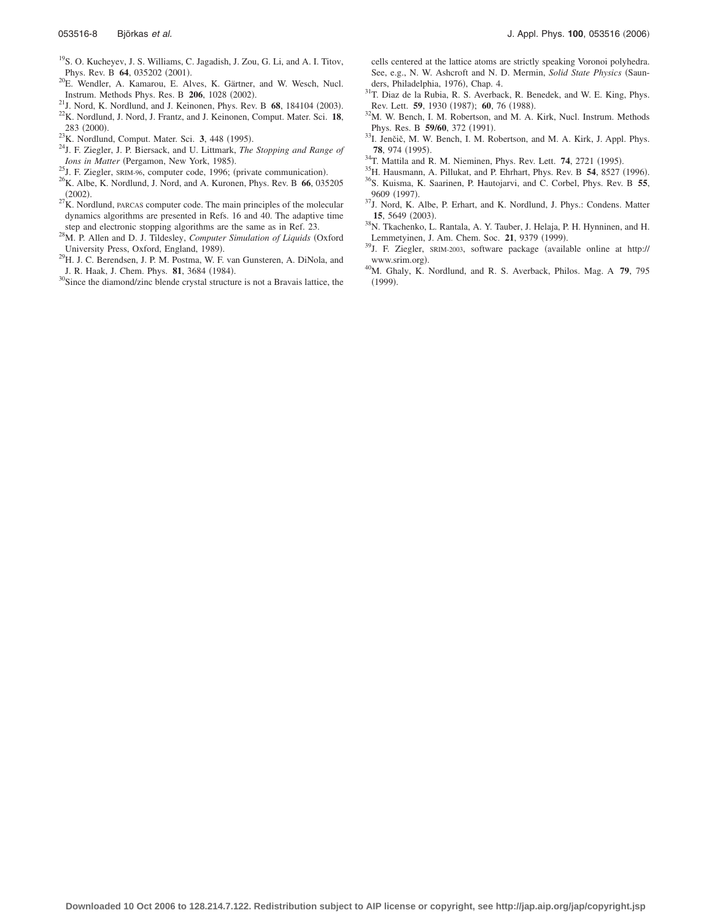[19] S. O. Kucheyev, J. S. Williams, C. Jagadish, J. Zou, G. Li, and A. I. Titov, Phys. Rev. B **64**, 035202 (2001).

[20] E. Wendler, A. Kamarou, E. Alves, K. Gärtner, and W. Wesch, Nucl. Instrum. Methods Phys. Res. B **206**, 1028 (2002).

[21] J. Nord, K. Nordlund, and J. Keinonen, Phys. Rev. B **68**, 184104 (2003).

[22] K. Nordlund, J. Nord, J. Frantz, and J. Keinonen, Comput. Mater. Sci. **18**, 283 (2000).

[23] K. Nordlund, Comput. Mater. Sci. **3**, 448 (1995).

[24] J. F. Ziegler, J. P. Biersack, and U. Littmark, *The Stopping and Range of Ions in Matter* (Pergamon, New York, 1985).

[25] J. F. Ziegler, SRIM-96, computer code, 1996; (private communication).

[26] K. Albe, K. Nordlund, J. Nord, and A. Kuronen, Phys. Rev. B **66**, 035205 (2002).

[27] K. Nordlund, PARCAS computer code. The main principles of the molecular dynamics algorithms are presented in Refs. 16 and 40. The adaptive time step and electronic stopping algorithms are the same as in Ref. 23.

[28] M. P. Allen and D. J. Tildesley, *Computer Simulation of Liquids* (Oxford University Press, Oxford, England, 1989).

[29] H. J. C. Berendsen, J. P. M. Postma, W. F. van Gunsteren, A. DiNola, and J. R. Haak, J. Chem. Phys. **81**, 3684 (1984).

[30] Since the diamond/zinc blende crystal structure is not a Bravais lattice, the cells centered at the lattice atoms are strictly speaking Voronoi polyhedra. See, e.g., N. W. Ashcroft and N. D. Mermin, *Solid State Physics* (Saunders, Philadelphia, 1976), Chap. 4.

[31] T. Diaz de la Rubia, R. S. Averback, R. Benedek, and W. E. King, Phys. Rev. Lett. **59**, 1930 (1987); **60**, 76 (1988).

[32] M. W. Bench, I. M. Robertson, and M. A. Kirk, Nucl. Instrum. Methods Phys. Res. B **59/60**, 372 (1991).

[33] I. Jenčič, M. W. Bench, I. M. Robertson, and M. A. Kirk, J. Appl. Phys. **78**, 974 (1995).

[34] T. Mattila and R. M. Nieminen, Phys. Rev. Lett. **74**, 2721 (1995).

[35] H. Hausmann, A. Pillukat, and P. Ehrhart, Phys. Rev. B **54**, 8527 (1996).

[36] S. Kuisma, K. Saarinen, P. Hautojarvi, and C. Corbel, Phys. Rev. B **55**, 9609 (1997).

[37] J. Nord, K. Albe, P. Erhart, and K. Nordlund, J. Phys.: Condens. Matter **15**, 5649 (2003).

[38] N. Tkachenko, L. Rantala, A. Y. Tauber, J. Helaja, P. H. Hynninen, and H. Lemmetyinen, J. Am. Chem. Soc. **21**, 9379 (1999).

[39] J. F. Ziegler, SRIM-2003, software package (available online at http://www.srim.org).

[40] M. Ghaly, K. Nordlund, and R. S. Averback, Philos. Mag. A **79**, 795 (1999).